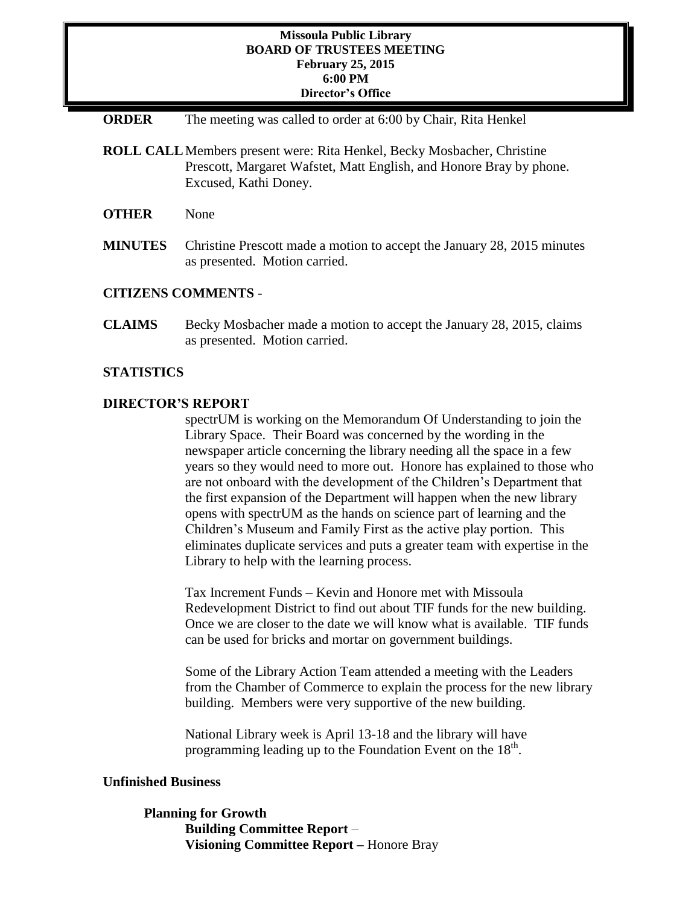**Missoula Public Library**
**BOARD OF TRUSTEES MEETING**
**February 25, 2015**
**6:00 PM**
**Director's Office**

**ORDER** The meeting was called to order at 6:00 by Chair, Rita Henkel

**ROLL CALL** Members present were: Rita Henkel, Becky Mosbacher, Christine Prescott, Margaret Wafstet, Matt English, and Honore Bray by phone. Excused, Kathi Doney.

**OTHER** None

**MINUTES** Christine Prescott made a motion to accept the January 28, 2015 minutes as presented. Motion carried.

**CITIZENS COMMENTS** -

**CLAIMS** Becky Mosbacher made a motion to accept the January 28, 2015, claims as presented. Motion carried.

**STATISTICS**

**DIRECTOR'S REPORT**

spectrUM is working on the Memorandum Of Understanding to join the Library Space. Their Board was concerned by the wording in the newspaper article concerning the library needing all the space in a few years so they would need to more out. Honore has explained to those who are not onboard with the development of the Children's Department that the first expansion of the Department will happen when the new library opens with spectrUM as the hands on science part of learning and the Children's Museum and Family First as the active play portion. This eliminates duplicate services and puts a greater team with expertise in the Library to help with the learning process.

Tax Increment Funds – Kevin and Honore met with Missoula Redevelopment District to find out about TIF funds for the new building. Once we are closer to the date we will know what is available. TIF funds can be used for bricks and mortar on government buildings.

Some of the Library Action Team attended a meeting with the Leaders from the Chamber of Commerce to explain the process for the new library building. Members were very supportive of the new building.

National Library week is April 13-18 and the library will have programming leading up to the Foundation Event on the 18th.

**Unfinished Business**

**Planning for Growth**

**Building Committee Report** –

**Visioning Committee Report –** Honore Bray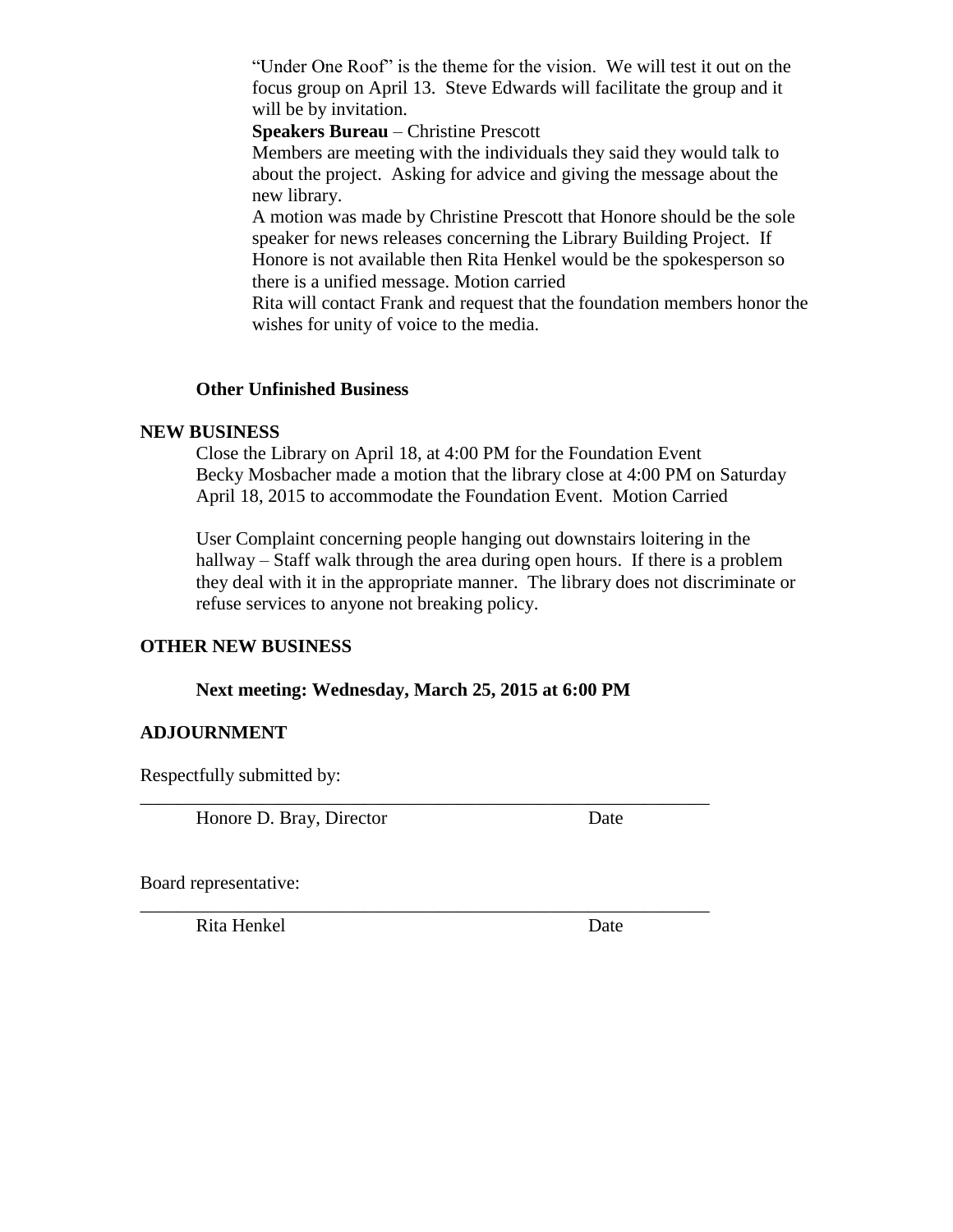"Under One Roof" is the theme for the vision. We will test it out on the focus group on April 13. Steve Edwards will facilitate the group and it will be by invitation.

**Speakers Bureau** – Christine Prescott

Members are meeting with the individuals they said they would talk to about the project. Asking for advice and giving the message about the new library.

A motion was made by Christine Prescott that Honore should be the sole speaker for news releases concerning the Library Building Project. If Honore is not available then Rita Henkel would be the spokesperson so there is a unified message. Motion carried

Rita will contact Frank and request that the foundation members honor the wishes for unity of voice to the media.

**Other Unfinished Business**

**NEW BUSINESS**

Close the Library on April 18, at 4:00 PM for the Foundation Event

Becky Mosbacher made a motion that the library close at 4:00 PM on Saturday April 18, 2015 to accommodate the Foundation Event. Motion Carried

User Complaint concerning people hanging out downstairs loitering in the hallway – Staff walk through the area during open hours. If there is a problem they deal with it in the appropriate manner. The library does not discriminate or refuse services to anyone not breaking policy.

**OTHER NEW BUSINESS**

**Next meeting: Wednesday, March 25, 2015 at 6:00 PM**

**ADJOURNMENT**

Respectfully submitted by:

\_\_\_\_\_\_\_\_\_\_\_\_\_\_\_\_\_\_\_\_\_\_\_\_\_\_\_\_\_\_\_\_\_\_\_\_\_\_\_\_\_\_\_\_\_\_\_\_\_\_\_\_\_\_\_\_\_\_\_\_

Honore D. Bray, Director Date

Board representative:

\_\_\_\_\_\_\_\_\_\_\_\_\_\_\_\_\_\_\_\_\_\_\_\_\_\_\_\_\_\_\_\_\_\_\_\_\_\_\_\_\_\_\_\_\_\_\_\_\_\_\_\_\_\_\_\_\_\_\_\_

Rita Henkel Date